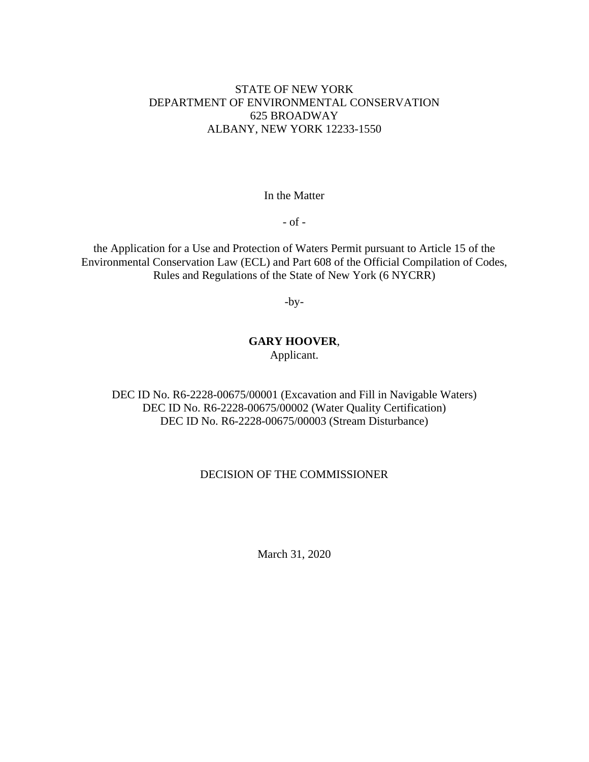STATE OF NEW YORK
DEPARTMENT OF ENVIRONMENTAL CONSERVATION
625 BROADWAY
ALBANY, NEW YORK 12233-1550

In the Matter

- of -

the Application for a Use and Protection of Waters Permit pursuant to Article 15 of the Environmental Conservation Law (ECL) and Part 608 of the Official Compilation of Codes, Rules and Regulations of the State of New York (6 NYCRR)

-by-

**GARY HOOVER**,
Applicant.

DEC ID No. R6-2228-00675/00001 (Excavation and Fill in Navigable Waters)
DEC ID No. R6-2228-00675/00002 (Water Quality Certification)
DEC ID No. R6-2228-00675/00003 (Stream Disturbance)

DECISION OF THE COMMISSIONER

March 31, 2020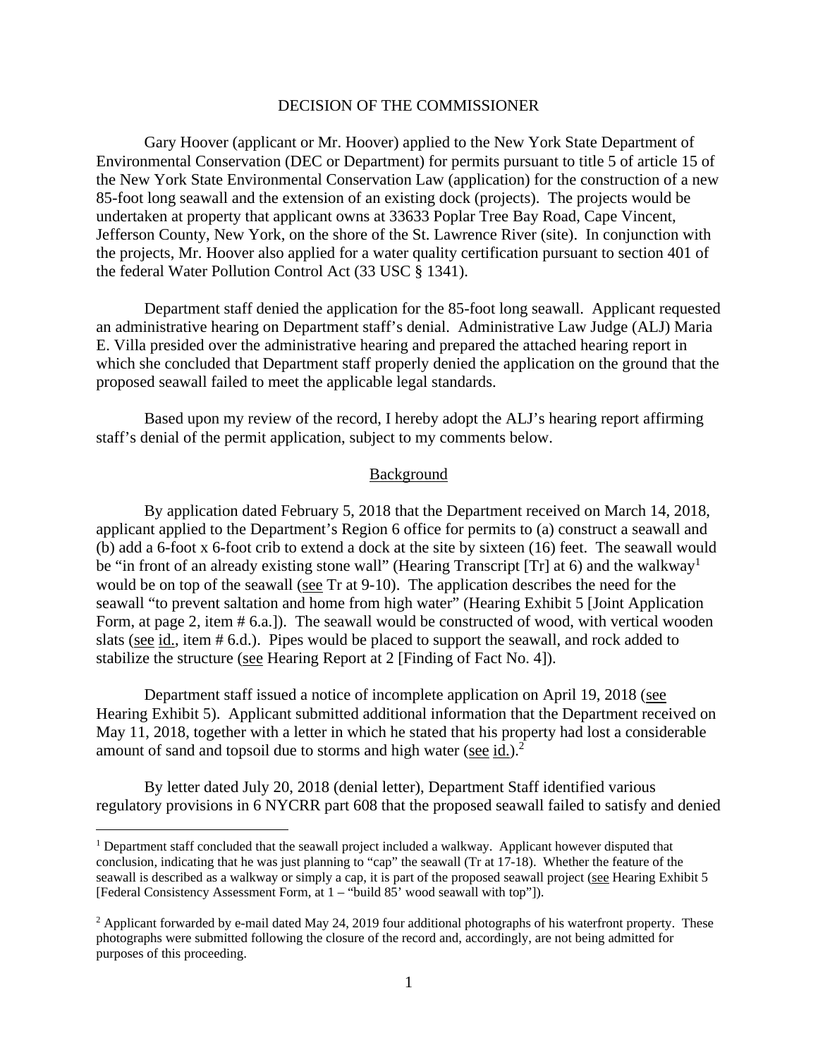## DECISION OF THE COMMISSIONER

Gary Hoover (applicant or Mr. Hoover) applied to the New York State Department of Environmental Conservation (DEC or Department) for permits pursuant to title 5 of article 15 of the New York State Environmental Conservation Law (application) for the construction of a new 85-foot long seawall and the extension of an existing dock (projects). The projects would be undertaken at property that applicant owns at 33633 Poplar Tree Bay Road, Cape Vincent, Jefferson County, New York, on the shore of the St. Lawrence River (site). In conjunction with the projects, Mr. Hoover also applied for a water quality certification pursuant to section 401 of the federal Water Pollution Control Act (33 USC § 1341).

Department staff denied the application for the 85-foot long seawall. Applicant requested an administrative hearing on Department staff's denial. Administrative Law Judge (ALJ) Maria E. Villa presided over the administrative hearing and prepared the attached hearing report in which she concluded that Department staff properly denied the application on the ground that the proposed seawall failed to meet the applicable legal standards.

Based upon my review of the record, I hereby adopt the ALJ's hearing report affirming staff's denial of the permit application, subject to my comments below.

### Background

By application dated February 5, 2018 that the Department received on March 14, 2018, applicant applied to the Department's Region 6 office for permits to (a) construct a seawall and (b) add a 6-foot x 6-foot crib to extend a dock at the site by sixteen (16) feet. The seawall would be "in front of an already existing stone wall" (Hearing Transcript [Tr] at 6) and the walkway[1] would be on top of the seawall (see Tr at 9-10). The application describes the need for the seawall "to prevent saltation and home from high water" (Hearing Exhibit 5 [Joint Application Form, at page 2, item # 6.a.]). The seawall would be constructed of wood, with vertical wooden slats (see id., item # 6.d.). Pipes would be placed to support the seawall, and rock added to stabilize the structure (see Hearing Report at 2 [Finding of Fact No. 4]).

Department staff issued a notice of incomplete application on April 19, 2018 (see Hearing Exhibit 5). Applicant submitted additional information that the Department received on May 11, 2018, together with a letter in which he stated that his property had lost a considerable amount of sand and topsoil due to storms and high water (see id.).[2]

By letter dated July 20, 2018 (denial letter), Department Staff identified various regulatory provisions in 6 NYCRR part 608 that the proposed seawall failed to satisfy and denied

---

[1] Department staff concluded that the seawall project included a walkway. Applicant however disputed that conclusion, indicating that he was just planning to "cap" the seawall (Tr at 17-18). Whether the feature of the seawall is described as a walkway or simply a cap, it is part of the proposed seawall project (see Hearing Exhibit 5 [Federal Consistency Assessment Form, at 1 – "build 85' wood seawall with top"]).

[2] Applicant forwarded by e-mail dated May 24, 2019 four additional photographs of his waterfront property. These photographs were submitted following the closure of the record and, accordingly, are not being admitted for purposes of this proceeding.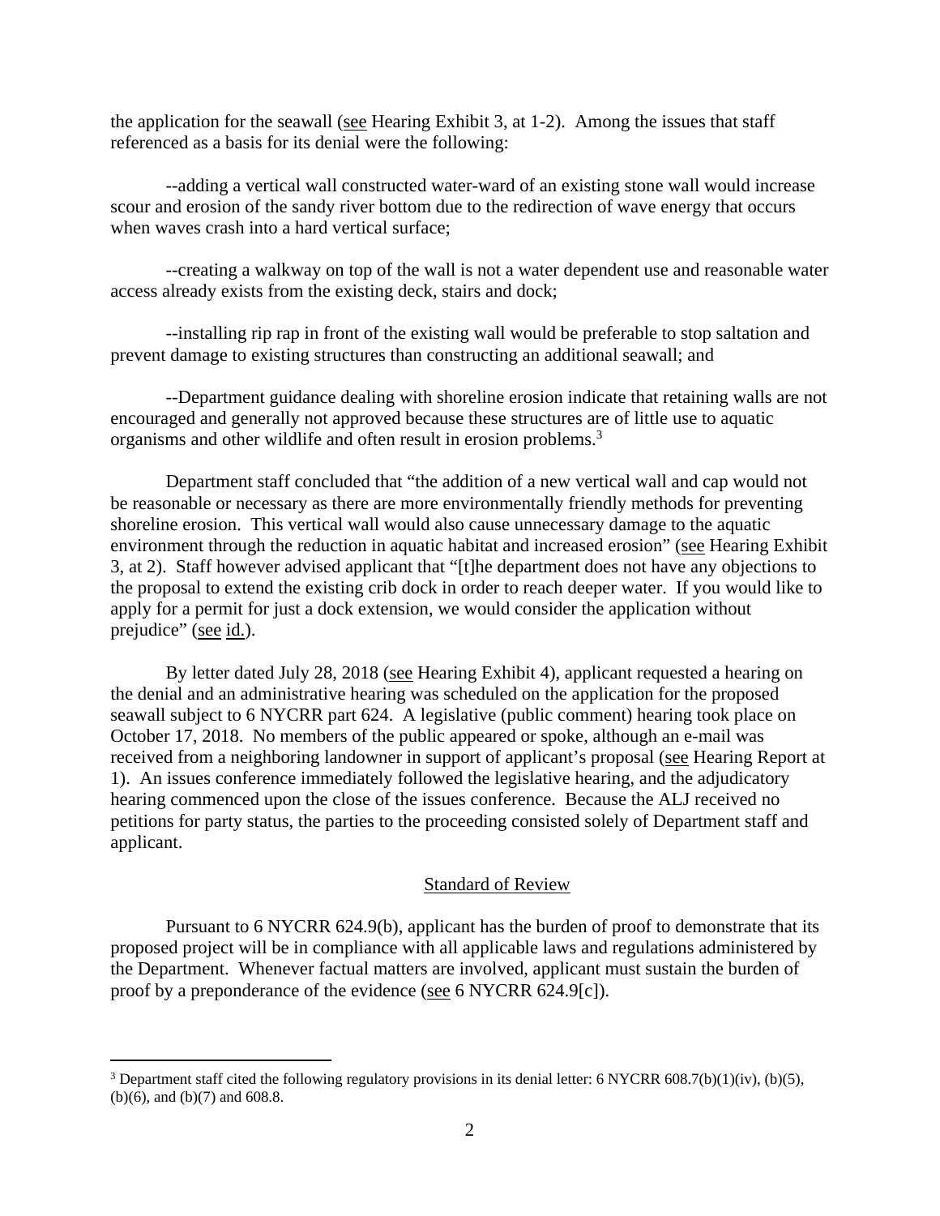the application for the seawall (see Hearing Exhibit 3, at 1-2). Among the issues that staff referenced as a basis for its denial were the following:

--adding a vertical wall constructed water-ward of an existing stone wall would increase scour and erosion of the sandy river bottom due to the redirection of wave energy that occurs when waves crash into a hard vertical surface;

--creating a walkway on top of the wall is not a water dependent use and reasonable water access already exists from the existing deck, stairs and dock;

--installing rip rap in front of the existing wall would be preferable to stop saltation and prevent damage to existing structures than constructing an additional seawall; and

--Department guidance dealing with shoreline erosion indicate that retaining walls are not encouraged and generally not approved because these structures are of little use to aquatic organisms and other wildlife and often result in erosion problems.[3]

Department staff concluded that "the addition of a new vertical wall and cap would not be reasonable or necessary as there are more environmentally friendly methods for preventing shoreline erosion. This vertical wall would also cause unnecessary damage to the aquatic environment through the reduction in aquatic habitat and increased erosion" (see Hearing Exhibit 3, at 2). Staff however advised applicant that "[t]he department does not have any objections to the proposal to extend the existing crib dock in order to reach deeper water. If you would like to apply for a permit for just a dock extension, we would consider the application without prejudice" (see id.).

By letter dated July 28, 2018 (see Hearing Exhibit 4), applicant requested a hearing on the denial and an administrative hearing was scheduled on the application for the proposed seawall subject to 6 NYCRR part 624. A legislative (public comment) hearing took place on October 17, 2018. No members of the public appeared or spoke, although an e-mail was received from a neighboring landowner in support of applicant's proposal (see Hearing Report at 1). An issues conference immediately followed the legislative hearing, and the adjudicatory hearing commenced upon the close of the issues conference. Because the ALJ received no petitions for party status, the parties to the proceeding consisted solely of Department staff and applicant.

## Standard of Review

Pursuant to 6 NYCRR 624.9(b), applicant has the burden of proof to demonstrate that its proposed project will be in compliance with all applicable laws and regulations administered by the Department. Whenever factual matters are involved, applicant must sustain the burden of proof by a preponderance of the evidence (see 6 NYCRR 624.9[c]).

---

[3] Department staff cited the following regulatory provisions in its denial letter: 6 NYCRR 608.7(b)(1)(iv), (b)(5), (b)(6), and (b)(7) and 608.8.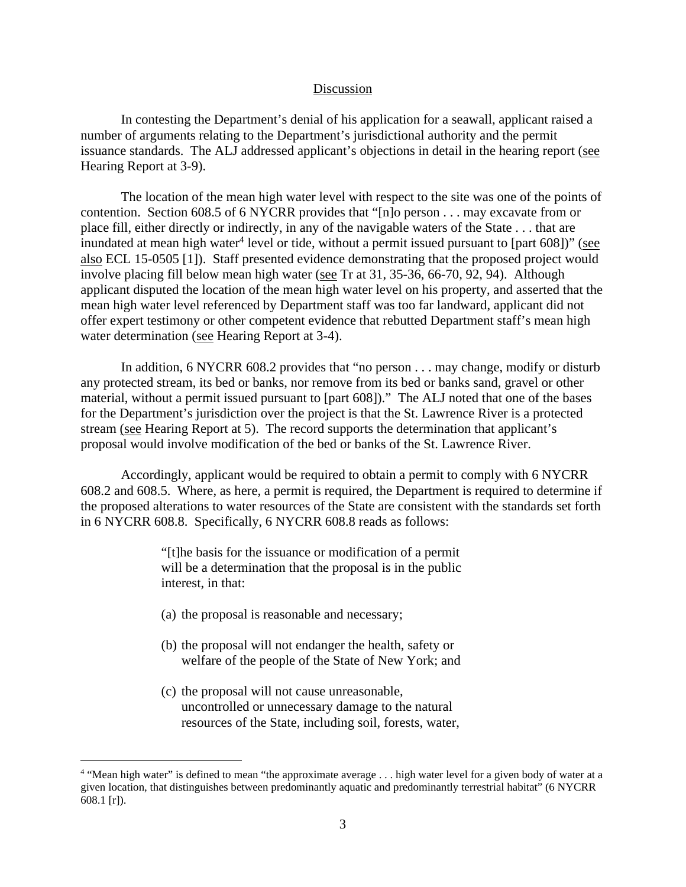## Discussion

In contesting the Department's denial of his application for a seawall, applicant raised a number of arguments relating to the Department's jurisdictional authority and the permit issuance standards. The ALJ addressed applicant's objections in detail in the hearing report (see Hearing Report at 3-9).

The location of the mean high water level with respect to the site was one of the points of contention. Section 608.5 of 6 NYCRR provides that "[n]o person . . . may excavate from or place fill, either directly or indirectly, in any of the navigable waters of the State . . . that are inundated at mean high water[4] level or tide, without a permit issued pursuant to [part 608])" (see also ECL 15-0505 [1]). Staff presented evidence demonstrating that the proposed project would involve placing fill below mean high water (see Tr at 31, 35-36, 66-70, 92, 94). Although applicant disputed the location of the mean high water level on his property, and asserted that the mean high water level referenced by Department staff was too far landward, applicant did not offer expert testimony or other competent evidence that rebutted Department staff's mean high water determination (see Hearing Report at 3-4).

In addition, 6 NYCRR 608.2 provides that "no person . . . may change, modify or disturb any protected stream, its bed or banks, nor remove from its bed or banks sand, gravel or other material, without a permit issued pursuant to [part 608])." The ALJ noted that one of the bases for the Department's jurisdiction over the project is that the St. Lawrence River is a protected stream (see Hearing Report at 5). The record supports the determination that applicant's proposal would involve modification of the bed or banks of the St. Lawrence River.

Accordingly, applicant would be required to obtain a permit to comply with 6 NYCRR 608.2 and 608.5. Where, as here, a permit is required, the Department is required to determine if the proposed alterations to water resources of the State are consistent with the standards set forth in 6 NYCRR 608.8. Specifically, 6 NYCRR 608.8 reads as follows:

> "[t]he basis for the issuance or modification of a permit will be a determination that the proposal is in the public interest, in that:
>
> (a) the proposal is reasonable and necessary;
>
> (b) the proposal will not endanger the health, safety or welfare of the people of the State of New York; and
>
> (c) the proposal will not cause unreasonable, uncontrolled or unnecessary damage to the natural resources of the State, including soil, forests, water,

---

[4] "Mean high water" is defined to mean "the approximate average . . . high water level for a given body of water at a given location, that distinguishes between predominantly aquatic and predominantly terrestrial habitat" (6 NYCRR 608.1 [r]).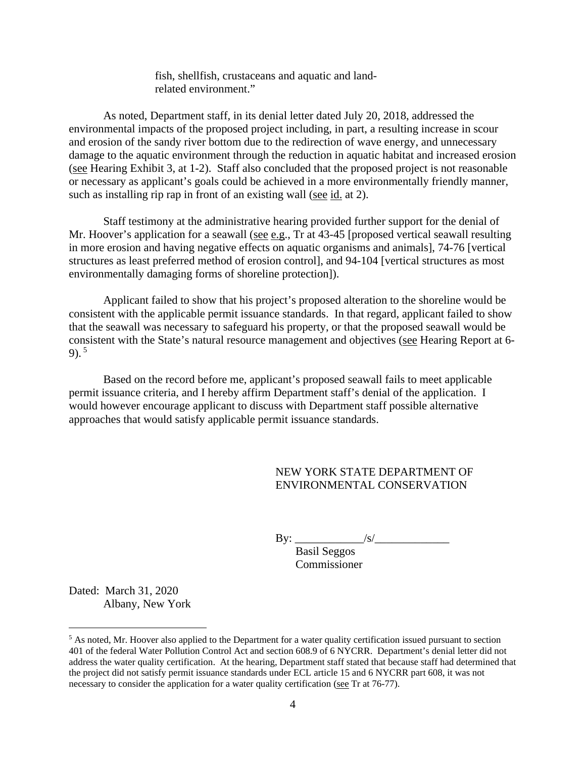fish, shellfish, crustaceans and aquatic and land-related environment."

As noted, Department staff, in its denial letter dated July 20, 2018, addressed the environmental impacts of the proposed project including, in part, a resulting increase in scour and erosion of the sandy river bottom due to the redirection of wave energy, and unnecessary damage to the aquatic environment through the reduction in aquatic habitat and increased erosion (see Hearing Exhibit 3, at 1-2). Staff also concluded that the proposed project is not reasonable or necessary as applicant's goals could be achieved in a more environmentally friendly manner, such as installing rip rap in front of an existing wall (see id. at 2).

Staff testimony at the administrative hearing provided further support for the denial of Mr. Hoover's application for a seawall (see e.g., Tr at 43-45 [proposed vertical seawall resulting in more erosion and having negative effects on aquatic organisms and animals], 74-76 [vertical structures as least preferred method of erosion control], and 94-104 [vertical structures as most environmentally damaging forms of shoreline protection]).

Applicant failed to show that his project's proposed alteration to the shoreline would be consistent with the applicable permit issuance standards. In that regard, applicant failed to show that the seawall was necessary to safeguard his property, or that the proposed seawall would be consistent with the State's natural resource management and objectives (see Hearing Report at 6-9). [5]

Based on the record before me, applicant's proposed seawall fails to meet applicable permit issuance criteria, and I hereby affirm Department staff's denial of the application. I would however encourage applicant to discuss with Department staff possible alternative approaches that would satisfy applicable permit issuance standards.

NEW YORK STATE DEPARTMENT OF ENVIRONMENTAL CONSERVATION

By: ____________/s/_____________
Basil Seggos
Commissioner

Dated: March 31, 2020
Albany, New York

[5] As noted, Mr. Hoover also applied to the Department for a water quality certification issued pursuant to section 401 of the federal Water Pollution Control Act and section 608.9 of 6 NYCRR. Department's denial letter did not address the water quality certification. At the hearing, Department staff stated that because staff had determined that the project did not satisfy permit issuance standards under ECL article 15 and 6 NYCRR part 608, it was not necessary to consider the application for a water quality certification (see Tr at 76-77).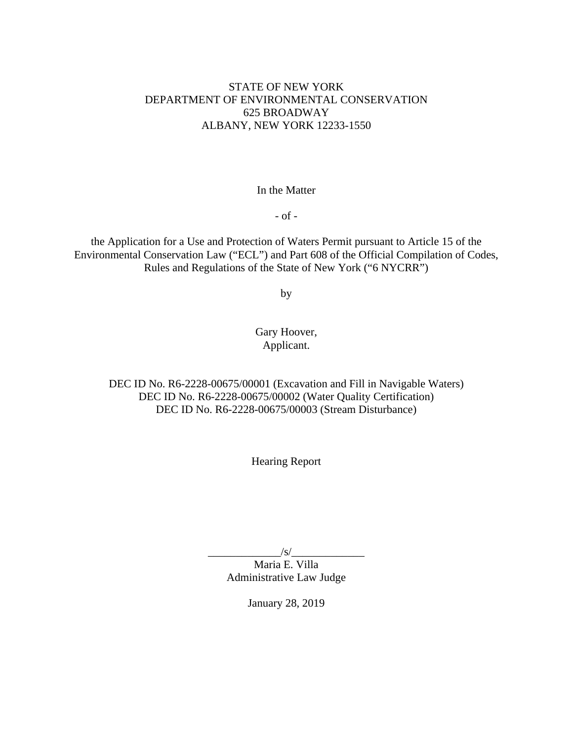STATE OF NEW YORK
DEPARTMENT OF ENVIRONMENTAL CONSERVATION
625 BROADWAY
ALBANY, NEW YORK 12233-1550

In the Matter

- of -

the Application for a Use and Protection of Waters Permit pursuant to Article 15 of the Environmental Conservation Law ("ECL") and Part 608 of the Official Compilation of Codes, Rules and Regulations of the State of New York ("6 NYCRR")

by

Gary Hoover,
Applicant.

DEC ID No. R6-2228-00675/00001 (Excavation and Fill in Navigable Waters)
DEC ID No. R6-2228-00675/00002 (Water Quality Certification)
DEC ID No. R6-2228-00675/00003 (Stream Disturbance)

Hearing Report

_____________/s/_____________
Maria E. Villa
Administrative Law Judge

January 28, 2019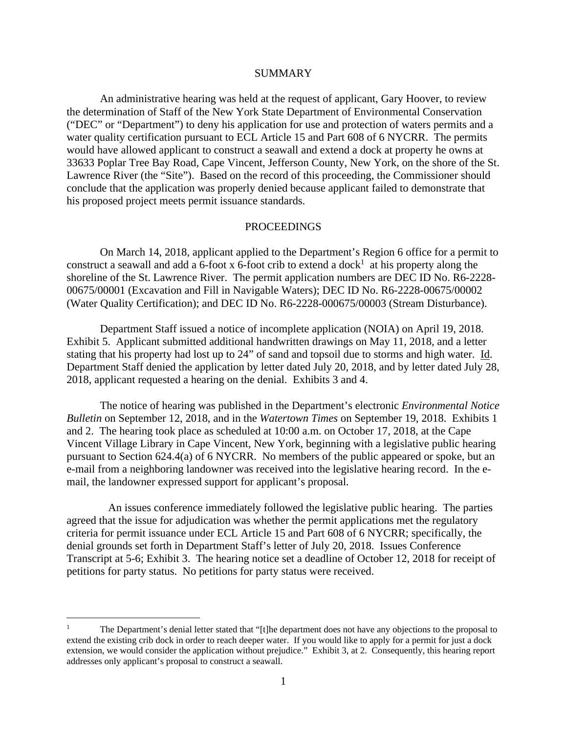## SUMMARY

An administrative hearing was held at the request of applicant, Gary Hoover, to review the determination of Staff of the New York State Department of Environmental Conservation ("DEC" or "Department") to deny his application for use and protection of waters permits and a water quality certification pursuant to ECL Article 15 and Part 608 of 6 NYCRR. The permits would have allowed applicant to construct a seawall and extend a dock at property he owns at 33633 Poplar Tree Bay Road, Cape Vincent, Jefferson County, New York, on the shore of the St. Lawrence River (the "Site"). Based on the record of this proceeding, the Commissioner should conclude that the application was properly denied because applicant failed to demonstrate that his proposed project meets permit issuance standards.

## PROCEEDINGS

On March 14, 2018, applicant applied to the Department's Region 6 office for a permit to construct a seawall and add a 6-foot x 6-foot crib to extend a dock[1] at his property along the shoreline of the St. Lawrence River. The permit application numbers are DEC ID No. R6-2228-00675/00001 (Excavation and Fill in Navigable Waters); DEC ID No. R6-2228-00675/00002 (Water Quality Certification); and DEC ID No. R6-2228-000675/00003 (Stream Disturbance).

Department Staff issued a notice of incomplete application (NOIA) on April 19, 2018. Exhibit 5. Applicant submitted additional handwritten drawings on May 11, 2018, and a letter stating that his property had lost up to 24" of sand and topsoil due to storms and high water. Id. Department Staff denied the application by letter dated July 20, 2018, and by letter dated July 28, 2018, applicant requested a hearing on the denial. Exhibits 3 and 4.

The notice of hearing was published in the Department's electronic *Environmental Notice Bulletin* on September 12, 2018, and in the *Watertown Times* on September 19, 2018. Exhibits 1 and 2. The hearing took place as scheduled at 10:00 a.m. on October 17, 2018, at the Cape Vincent Village Library in Cape Vincent, New York, beginning with a legislative public hearing pursuant to Section 624.4(a) of 6 NYCRR. No members of the public appeared or spoke, but an e-mail from a neighboring landowner was received into the legislative hearing record. In the e-mail, the landowner expressed support for applicant's proposal.

An issues conference immediately followed the legislative public hearing. The parties agreed that the issue for adjudication was whether the permit applications met the regulatory criteria for permit issuance under ECL Article 15 and Part 608 of 6 NYCRR; specifically, the denial grounds set forth in Department Staff's letter of July 20, 2018. Issues Conference Transcript at 5-6; Exhibit 3. The hearing notice set a deadline of October 12, 2018 for receipt of petitions for party status. No petitions for party status were received.

---

[1] The Department's denial letter stated that "[t]he department does not have any objections to the proposal to extend the existing crib dock in order to reach deeper water. If you would like to apply for a permit for just a dock extension, we would consider the application without prejudice." Exhibit 3, at 2. Consequently, this hearing report addresses only applicant's proposal to construct a seawall.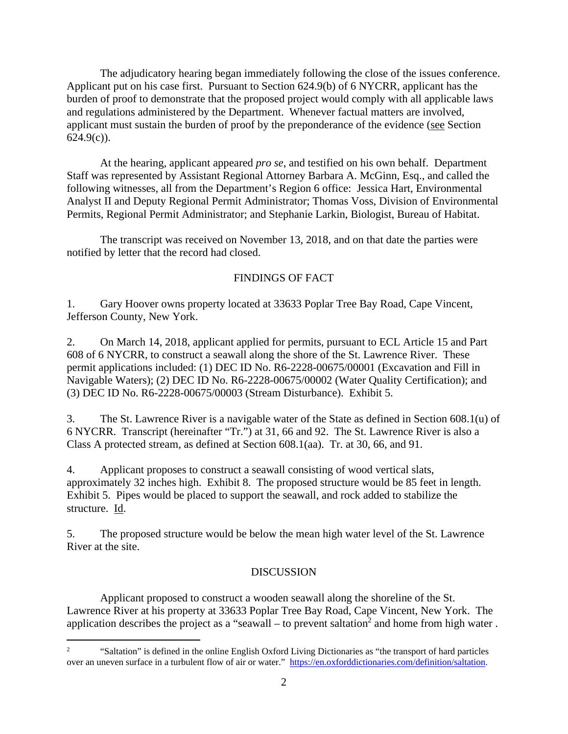The adjudicatory hearing began immediately following the close of the issues conference. Applicant put on his case first. Pursuant to Section 624.9(b) of 6 NYCRR, applicant has the burden of proof to demonstrate that the proposed project would comply with all applicable laws and regulations administered by the Department. Whenever factual matters are involved, applicant must sustain the burden of proof by the preponderance of the evidence (see Section 624.9(c)).

At the hearing, applicant appeared *pro se*, and testified on his own behalf. Department Staff was represented by Assistant Regional Attorney Barbara A. McGinn, Esq., and called the following witnesses, all from the Department's Region 6 office: Jessica Hart, Environmental Analyst II and Deputy Regional Permit Administrator; Thomas Voss, Division of Environmental Permits, Regional Permit Administrator; and Stephanie Larkin, Biologist, Bureau of Habitat.

The transcript was received on November 13, 2018, and on that date the parties were notified by letter that the record had closed.

## FINDINGS OF FACT

1. Gary Hoover owns property located at 33633 Poplar Tree Bay Road, Cape Vincent, Jefferson County, New York.

2. On March 14, 2018, applicant applied for permits, pursuant to ECL Article 15 and Part 608 of 6 NYCRR, to construct a seawall along the shore of the St. Lawrence River. These permit applications included: (1) DEC ID No. R6-2228-00675/00001 (Excavation and Fill in Navigable Waters); (2) DEC ID No. R6-2228-00675/00002 (Water Quality Certification); and (3) DEC ID No. R6-2228-00675/00003 (Stream Disturbance). Exhibit 5.

3. The St. Lawrence River is a navigable water of the State as defined in Section 608.1(u) of 6 NYCRR. Transcript (hereinafter "Tr.") at 31, 66 and 92. The St. Lawrence River is also a Class A protected stream, as defined at Section 608.1(aa). Tr. at 30, 66, and 91.

4. Applicant proposes to construct a seawall consisting of wood vertical slats, approximately 32 inches high. Exhibit 8. The proposed structure would be 85 feet in length. Exhibit 5. Pipes would be placed to support the seawall, and rock added to stabilize the structure. Id.

5. The proposed structure would be below the mean high water level of the St. Lawrence River at the site.

## DISCUSSION

Applicant proposed to construct a wooden seawall along the shoreline of the St. Lawrence River at his property at 33633 Poplar Tree Bay Road, Cape Vincent, New York. The application describes the project as a "seawall – to prevent saltation[2] and home from high water .

---

[2] "Saltation" is defined in the online English Oxford Living Dictionaries as "the transport of hard particles over an uneven surface in a turbulent flow of air or water." https://en.oxforddictionaries.com/definition/saltation.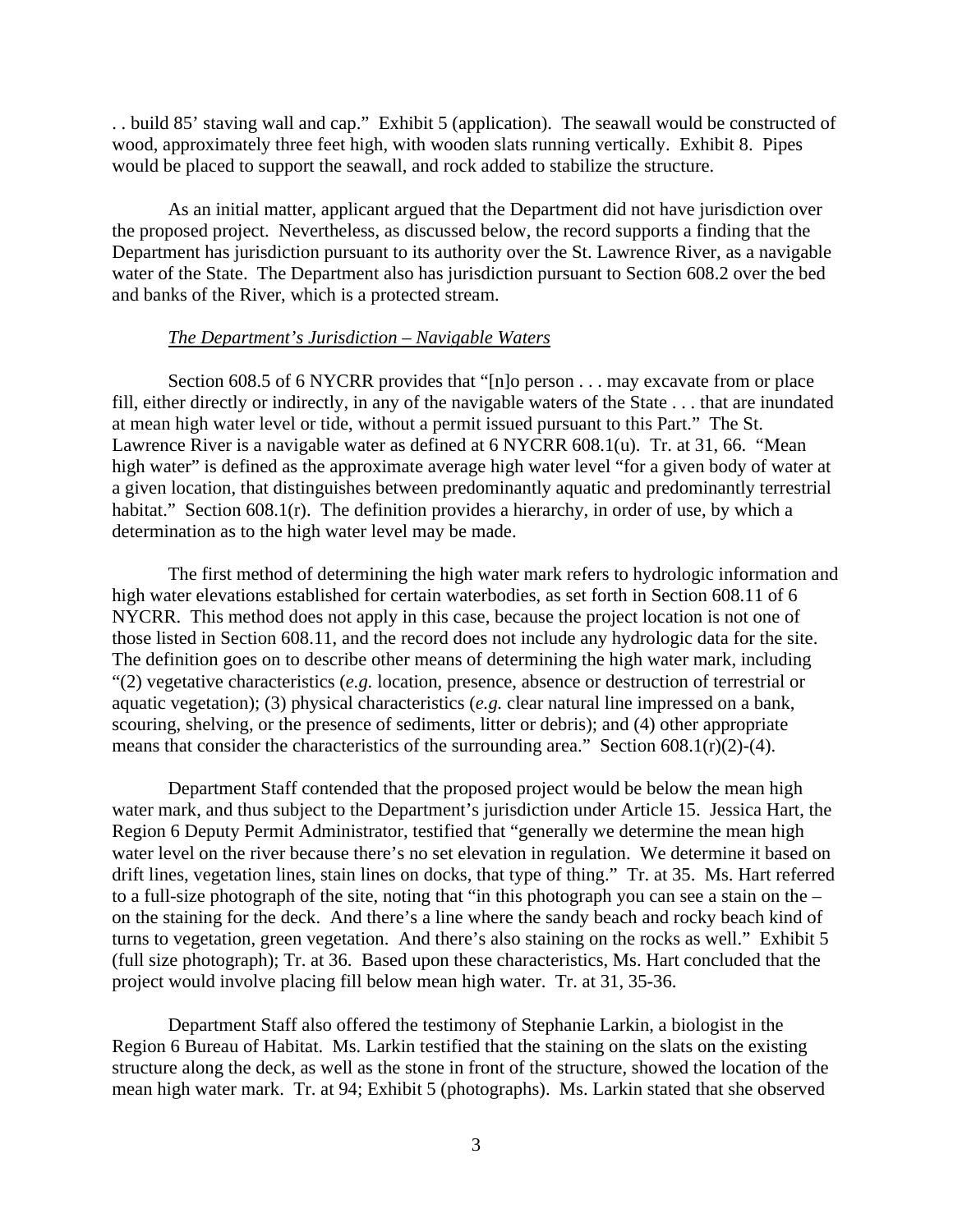. . build 85' staving wall and cap." Exhibit 5 (application). The seawall would be constructed of wood, approximately three feet high, with wooden slats running vertically. Exhibit 8. Pipes would be placed to support the seawall, and rock added to stabilize the structure.

As an initial matter, applicant argued that the Department did not have jurisdiction over the proposed project. Nevertheless, as discussed below, the record supports a finding that the Department has jurisdiction pursuant to its authority over the St. Lawrence River, as a navigable water of the State. The Department also has jurisdiction pursuant to Section 608.2 over the bed and banks of the River, which is a protected stream.

*The Department's Jurisdiction – Navigable Waters*

Section 608.5 of 6 NYCRR provides that "[n]o person . . . may excavate from or place fill, either directly or indirectly, in any of the navigable waters of the State . . . that are inundated at mean high water level or tide, without a permit issued pursuant to this Part." The St. Lawrence River is a navigable water as defined at 6 NYCRR 608.1(u). Tr. at 31, 66. "Mean high water" is defined as the approximate average high water level "for a given body of water at a given location, that distinguishes between predominantly aquatic and predominantly terrestrial habitat." Section 608.1(r). The definition provides a hierarchy, in order of use, by which a determination as to the high water level may be made.

The first method of determining the high water mark refers to hydrologic information and high water elevations established for certain waterbodies, as set forth in Section 608.11 of 6 NYCRR. This method does not apply in this case, because the project location is not one of those listed in Section 608.11, and the record does not include any hydrologic data for the site. The definition goes on to describe other means of determining the high water mark, including "(2) vegetative characteristics (*e.g.* location, presence, absence or destruction of terrestrial or aquatic vegetation); (3) physical characteristics (*e.g.* clear natural line impressed on a bank, scouring, shelving, or the presence of sediments, litter or debris); and (4) other appropriate means that consider the characteristics of the surrounding area." Section 608.1(r)(2)-(4).

Department Staff contended that the proposed project would be below the mean high water mark, and thus subject to the Department's jurisdiction under Article 15. Jessica Hart, the Region 6 Deputy Permit Administrator, testified that "generally we determine the mean high water level on the river because there's no set elevation in regulation. We determine it based on drift lines, vegetation lines, stain lines on docks, that type of thing." Tr. at 35. Ms. Hart referred to a full-size photograph of the site, noting that "in this photograph you can see a stain on the – on the staining for the deck. And there's a line where the sandy beach and rocky beach kind of turns to vegetation, green vegetation. And there's also staining on the rocks as well." Exhibit 5 (full size photograph); Tr. at 36. Based upon these characteristics, Ms. Hart concluded that the project would involve placing fill below mean high water. Tr. at 31, 35-36.

Department Staff also offered the testimony of Stephanie Larkin, a biologist in the Region 6 Bureau of Habitat. Ms. Larkin testified that the staining on the slats on the existing structure along the deck, as well as the stone in front of the structure, showed the location of the mean high water mark. Tr. at 94; Exhibit 5 (photographs). Ms. Larkin stated that she observed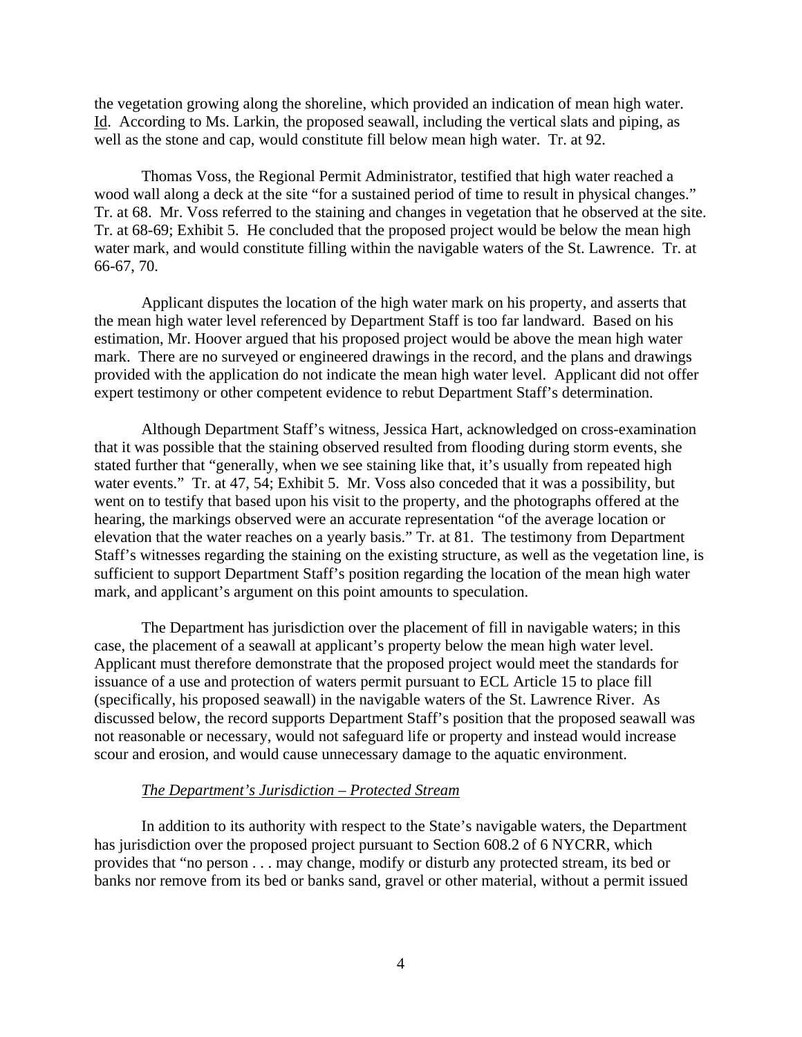the vegetation growing along the shoreline, which provided an indication of mean high water. Id. According to Ms. Larkin, the proposed seawall, including the vertical slats and piping, as well as the stone and cap, would constitute fill below mean high water. Tr. at 92.

Thomas Voss, the Regional Permit Administrator, testified that high water reached a wood wall along a deck at the site "for a sustained period of time to result in physical changes." Tr. at 68. Mr. Voss referred to the staining and changes in vegetation that he observed at the site. Tr. at 68-69; Exhibit 5. He concluded that the proposed project would be below the mean high water mark, and would constitute filling within the navigable waters of the St. Lawrence. Tr. at 66-67, 70.

Applicant disputes the location of the high water mark on his property, and asserts that the mean high water level referenced by Department Staff is too far landward. Based on his estimation, Mr. Hoover argued that his proposed project would be above the mean high water mark. There are no surveyed or engineered drawings in the record, and the plans and drawings provided with the application do not indicate the mean high water level. Applicant did not offer expert testimony or other competent evidence to rebut Department Staff's determination.

Although Department Staff's witness, Jessica Hart, acknowledged on cross-examination that it was possible that the staining observed resulted from flooding during storm events, she stated further that "generally, when we see staining like that, it's usually from repeated high water events." Tr. at 47, 54; Exhibit 5. Mr. Voss also conceded that it was a possibility, but went on to testify that based upon his visit to the property, and the photographs offered at the hearing, the markings observed were an accurate representation "of the average location or elevation that the water reaches on a yearly basis." Tr. at 81. The testimony from Department Staff's witnesses regarding the staining on the existing structure, as well as the vegetation line, is sufficient to support Department Staff's position regarding the location of the mean high water mark, and applicant's argument on this point amounts to speculation.

The Department has jurisdiction over the placement of fill in navigable waters; in this case, the placement of a seawall at applicant's property below the mean high water level. Applicant must therefore demonstrate that the proposed project would meet the standards for issuance of a use and protection of waters permit pursuant to ECL Article 15 to place fill (specifically, his proposed seawall) in the navigable waters of the St. Lawrence River. As discussed below, the record supports Department Staff's position that the proposed seawall was not reasonable or necessary, would not safeguard life or property and instead would increase scour and erosion, and would cause unnecessary damage to the aquatic environment.

*The Department's Jurisdiction – Protected Stream*

In addition to its authority with respect to the State's navigable waters, the Department has jurisdiction over the proposed project pursuant to Section 608.2 of 6 NYCRR, which provides that "no person . . . may change, modify or disturb any protected stream, its bed or banks nor remove from its bed or banks sand, gravel or other material, without a permit issued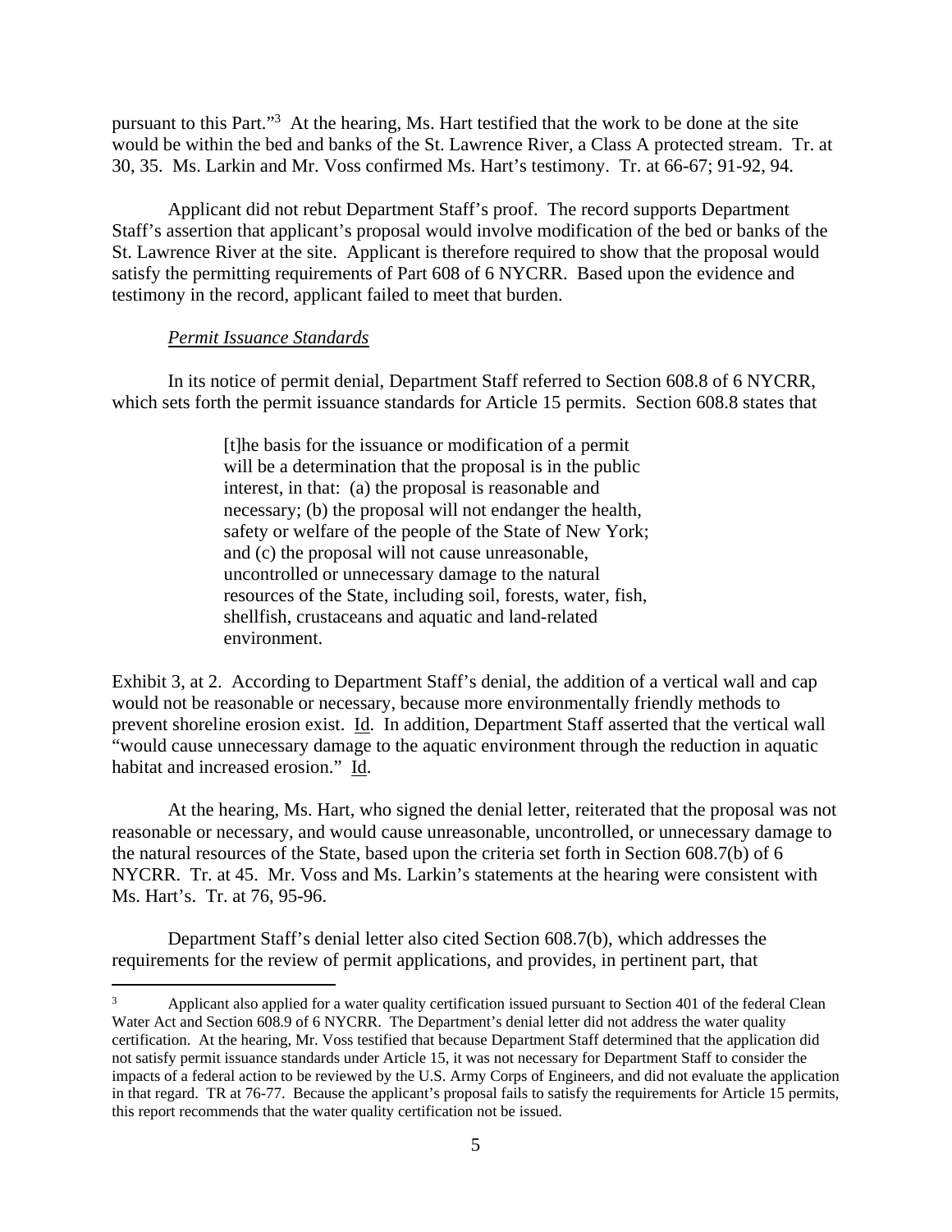pursuant to this Part."[3] At the hearing, Ms. Hart testified that the work to be done at the site would be within the bed and banks of the St. Lawrence River, a Class A protected stream. Tr. at 30, 35. Ms. Larkin and Mr. Voss confirmed Ms. Hart's testimony. Tr. at 66-67; 91-92, 94.

Applicant did not rebut Department Staff's proof. The record supports Department Staff's assertion that applicant's proposal would involve modification of the bed or banks of the St. Lawrence River at the site. Applicant is therefore required to show that the proposal would satisfy the permitting requirements of Part 608 of 6 NYCRR. Based upon the evidence and testimony in the record, applicant failed to meet that burden.

*Permit Issuance Standards*

In its notice of permit denial, Department Staff referred to Section 608.8 of 6 NYCRR, which sets forth the permit issuance standards for Article 15 permits. Section 608.8 states that

> [t]he basis for the issuance or modification of a permit will be a determination that the proposal is in the public interest, in that: (a) the proposal is reasonable and necessary; (b) the proposal will not endanger the health, safety or welfare of the people of the State of New York; and (c) the proposal will not cause unreasonable, uncontrolled or unnecessary damage to the natural resources of the State, including soil, forests, water, fish, shellfish, crustaceans and aquatic and land-related environment.

Exhibit 3, at 2. According to Department Staff's denial, the addition of a vertical wall and cap would not be reasonable or necessary, because more environmentally friendly methods to prevent shoreline erosion exist. Id. In addition, Department Staff asserted that the vertical wall "would cause unnecessary damage to the aquatic environment through the reduction in aquatic habitat and increased erosion." Id.

At the hearing, Ms. Hart, who signed the denial letter, reiterated that the proposal was not reasonable or necessary, and would cause unreasonable, uncontrolled, or unnecessary damage to the natural resources of the State, based upon the criteria set forth in Section 608.7(b) of 6 NYCRR. Tr. at 45. Mr. Voss and Ms. Larkin's statements at the hearing were consistent with Ms. Hart's. Tr. at 76, 95-96.

Department Staff's denial letter also cited Section 608.7(b), which addresses the requirements for the review of permit applications, and provides, in pertinent part, that

[3] Applicant also applied for a water quality certification issued pursuant to Section 401 of the federal Clean Water Act and Section 608.9 of 6 NYCRR. The Department's denial letter did not address the water quality certification. At the hearing, Mr. Voss testified that because Department Staff determined that the application did not satisfy permit issuance standards under Article 15, it was not necessary for Department Staff to consider the impacts of a federal action to be reviewed by the U.S. Army Corps of Engineers, and did not evaluate the application in that regard. TR at 76-77. Because the applicant's proposal fails to satisfy the requirements for Article 15 permits, this report recommends that the water quality certification not be issued.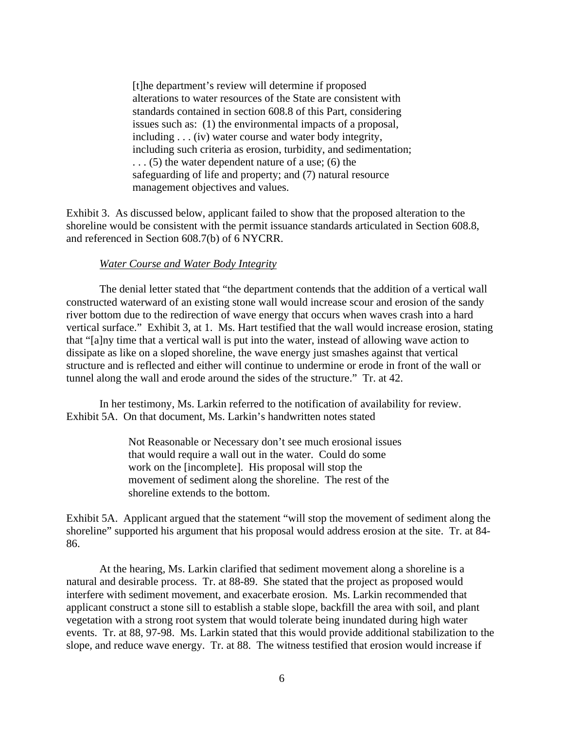> [t]he department's review will determine if proposed alterations to water resources of the State are consistent with standards contained in section 608.8 of this Part, considering issues such as: (1) the environmental impacts of a proposal, including . . . (iv) water course and water body integrity, including such criteria as erosion, turbidity, and sedimentation; . . . (5) the water dependent nature of a use; (6) the safeguarding of life and property; and (7) natural resource management objectives and values.

Exhibit 3. As discussed below, applicant failed to show that the proposed alteration to the shoreline would be consistent with the permit issuance standards articulated in Section 608.8, and referenced in Section 608.7(b) of 6 NYCRR.

*Water Course and Water Body Integrity*

The denial letter stated that "the department contends that the addition of a vertical wall constructed waterward of an existing stone wall would increase scour and erosion of the sandy river bottom due to the redirection of wave energy that occurs when waves crash into a hard vertical surface." Exhibit 3, at 1. Ms. Hart testified that the wall would increase erosion, stating that "[a]ny time that a vertical wall is put into the water, instead of allowing wave action to dissipate as like on a sloped shoreline, the wave energy just smashes against that vertical structure and is reflected and either will continue to undermine or erode in front of the wall or tunnel along the wall and erode around the sides of the structure." Tr. at 42.

In her testimony, Ms. Larkin referred to the notification of availability for review. Exhibit 5A. On that document, Ms. Larkin's handwritten notes stated

> Not Reasonable or Necessary don't see much erosional issues that would require a wall out in the water. Could do some work on the [incomplete]. His proposal will stop the movement of sediment along the shoreline. The rest of the shoreline extends to the bottom.

Exhibit 5A. Applicant argued that the statement "will stop the movement of sediment along the shoreline" supported his argument that his proposal would address erosion at the site. Tr. at 84-86.

At the hearing, Ms. Larkin clarified that sediment movement along a shoreline is a natural and desirable process. Tr. at 88-89. She stated that the project as proposed would interfere with sediment movement, and exacerbate erosion. Ms. Larkin recommended that applicant construct a stone sill to establish a stable slope, backfill the area with soil, and plant vegetation with a strong root system that would tolerate being inundated during high water events. Tr. at 88, 97-98. Ms. Larkin stated that this would provide additional stabilization to the slope, and reduce wave energy. Tr. at 88. The witness testified that erosion would increase if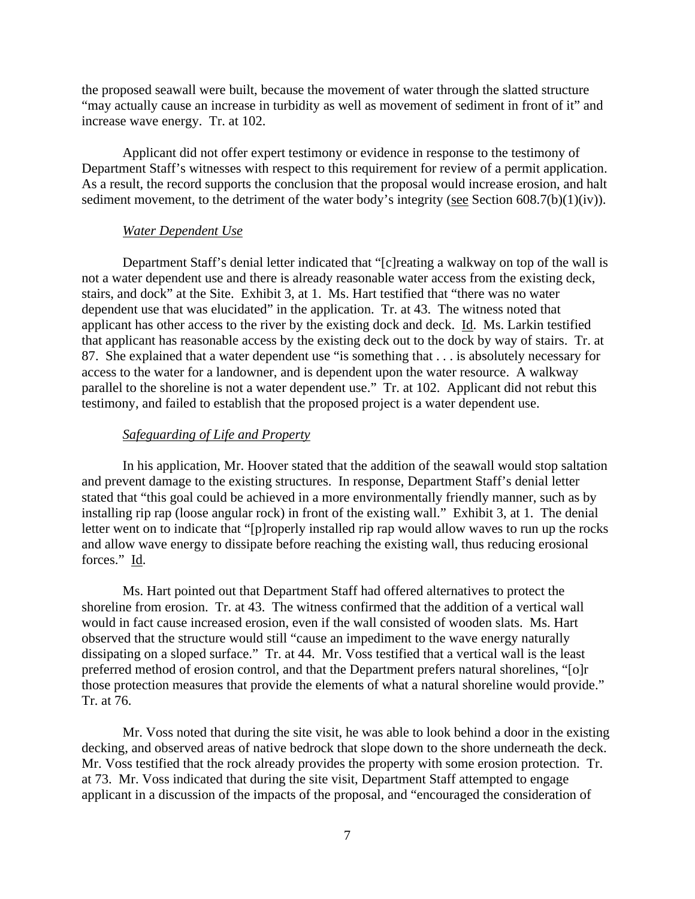the proposed seawall were built, because the movement of water through the slatted structure "may actually cause an increase in turbidity as well as movement of sediment in front of it" and increase wave energy. Tr. at 102.

Applicant did not offer expert testimony or evidence in response to the testimony of Department Staff's witnesses with respect to this requirement for review of a permit application. As a result, the record supports the conclusion that the proposal would increase erosion, and halt sediment movement, to the detriment of the water body's integrity (see Section 608.7(b)(1)(iv)).

*Water Dependent Use*

Department Staff's denial letter indicated that "[c]reating a walkway on top of the wall is not a water dependent use and there is already reasonable water access from the existing deck, stairs, and dock" at the Site. Exhibit 3, at 1. Ms. Hart testified that "there was no water dependent use that was elucidated" in the application. Tr. at 43. The witness noted that applicant has other access to the river by the existing dock and deck. Id. Ms. Larkin testified that applicant has reasonable access by the existing deck out to the dock by way of stairs. Tr. at 87. She explained that a water dependent use "is something that . . . is absolutely necessary for access to the water for a landowner, and is dependent upon the water resource. A walkway parallel to the shoreline is not a water dependent use." Tr. at 102. Applicant did not rebut this testimony, and failed to establish that the proposed project is a water dependent use.

*Safeguarding of Life and Property*

In his application, Mr. Hoover stated that the addition of the seawall would stop saltation and prevent damage to the existing structures. In response, Department Staff's denial letter stated that "this goal could be achieved in a more environmentally friendly manner, such as by installing rip rap (loose angular rock) in front of the existing wall." Exhibit 3, at 1. The denial letter went on to indicate that "[p]roperly installed rip rap would allow waves to run up the rocks and allow wave energy to dissipate before reaching the existing wall, thus reducing erosional forces." Id.

Ms. Hart pointed out that Department Staff had offered alternatives to protect the shoreline from erosion. Tr. at 43. The witness confirmed that the addition of a vertical wall would in fact cause increased erosion, even if the wall consisted of wooden slats. Ms. Hart observed that the structure would still "cause an impediment to the wave energy naturally dissipating on a sloped surface." Tr. at 44. Mr. Voss testified that a vertical wall is the least preferred method of erosion control, and that the Department prefers natural shorelines, "[o]r those protection measures that provide the elements of what a natural shoreline would provide." Tr. at 76.

Mr. Voss noted that during the site visit, he was able to look behind a door in the existing decking, and observed areas of native bedrock that slope down to the shore underneath the deck. Mr. Voss testified that the rock already provides the property with some erosion protection. Tr. at 73. Mr. Voss indicated that during the site visit, Department Staff attempted to engage applicant in a discussion of the impacts of the proposal, and "encouraged the consideration of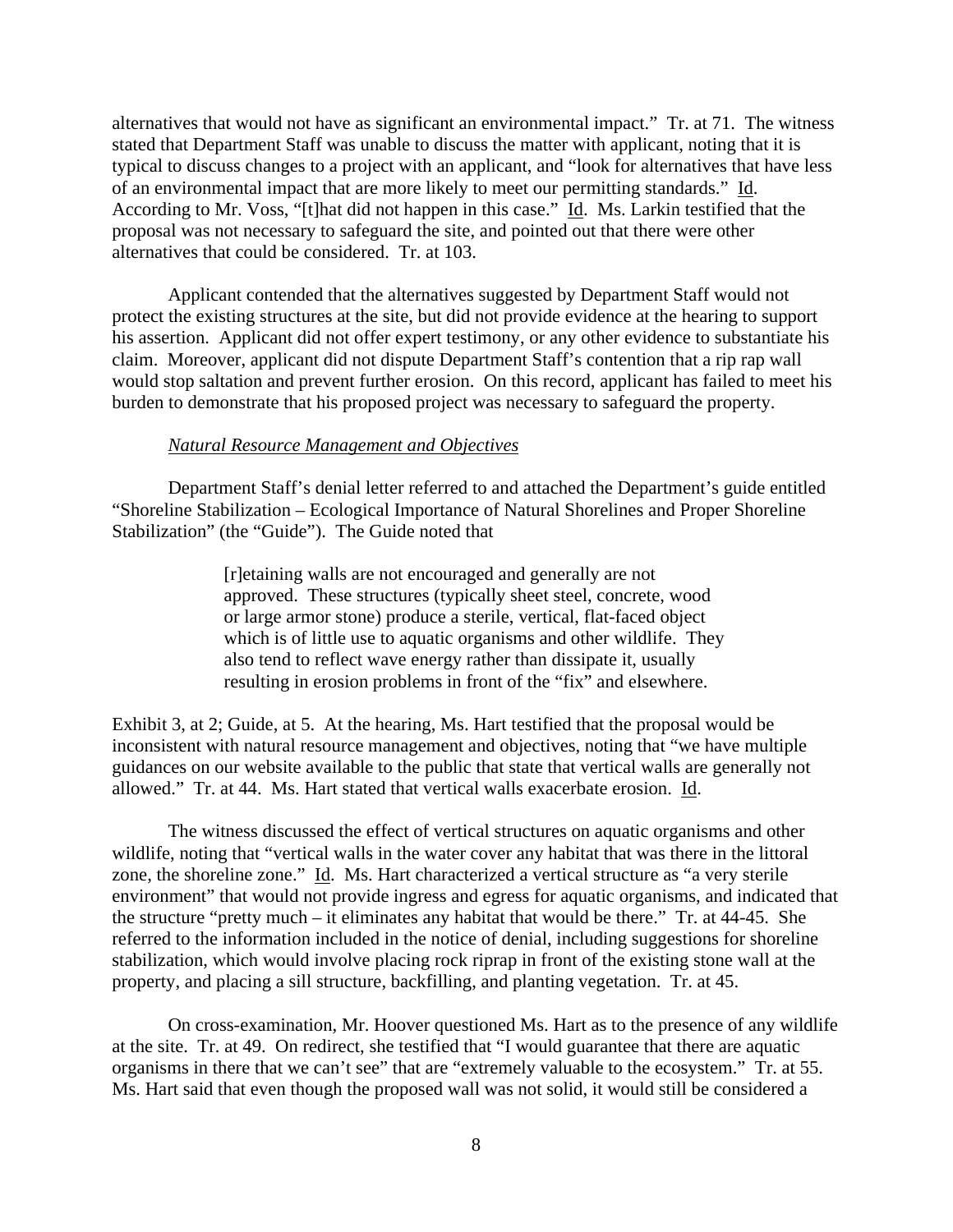alternatives that would not have as significant an environmental impact." Tr. at 71. The witness stated that Department Staff was unable to discuss the matter with applicant, noting that it is typical to discuss changes to a project with an applicant, and "look for alternatives that have less of an environmental impact that are more likely to meet our permitting standards." Id. According to Mr. Voss, "[t]hat did not happen in this case." Id. Ms. Larkin testified that the proposal was not necessary to safeguard the site, and pointed out that there were other alternatives that could be considered. Tr. at 103.

Applicant contended that the alternatives suggested by Department Staff would not protect the existing structures at the site, but did not provide evidence at the hearing to support his assertion. Applicant did not offer expert testimony, or any other evidence to substantiate his claim. Moreover, applicant did not dispute Department Staff's contention that a rip rap wall would stop saltation and prevent further erosion. On this record, applicant has failed to meet his burden to demonstrate that his proposed project was necessary to safeguard the property.

*Natural Resource Management and Objectives*

Department Staff's denial letter referred to and attached the Department's guide entitled "Shoreline Stabilization – Ecological Importance of Natural Shorelines and Proper Shoreline Stabilization" (the "Guide"). The Guide noted that

> [r]etaining walls are not encouraged and generally are not approved. These structures (typically sheet steel, concrete, wood or large armor stone) produce a sterile, vertical, flat-faced object which is of little use to aquatic organisms and other wildlife. They also tend to reflect wave energy rather than dissipate it, usually resulting in erosion problems in front of the "fix" and elsewhere.

Exhibit 3, at 2; Guide, at 5. At the hearing, Ms. Hart testified that the proposal would be inconsistent with natural resource management and objectives, noting that "we have multiple guidances on our website available to the public that state that vertical walls are generally not allowed." Tr. at 44. Ms. Hart stated that vertical walls exacerbate erosion. Id.

The witness discussed the effect of vertical structures on aquatic organisms and other wildlife, noting that "vertical walls in the water cover any habitat that was there in the littoral zone, the shoreline zone." Id. Ms. Hart characterized a vertical structure as "a very sterile environment" that would not provide ingress and egress for aquatic organisms, and indicated that the structure "pretty much – it eliminates any habitat that would be there." Tr. at 44-45. She referred to the information included in the notice of denial, including suggestions for shoreline stabilization, which would involve placing rock riprap in front of the existing stone wall at the property, and placing a sill structure, backfilling, and planting vegetation. Tr. at 45.

On cross-examination, Mr. Hoover questioned Ms. Hart as to the presence of any wildlife at the site. Tr. at 49. On redirect, she testified that "I would guarantee that there are aquatic organisms in there that we can't see" that are "extremely valuable to the ecosystem." Tr. at 55. Ms. Hart said that even though the proposed wall was not solid, it would still be considered a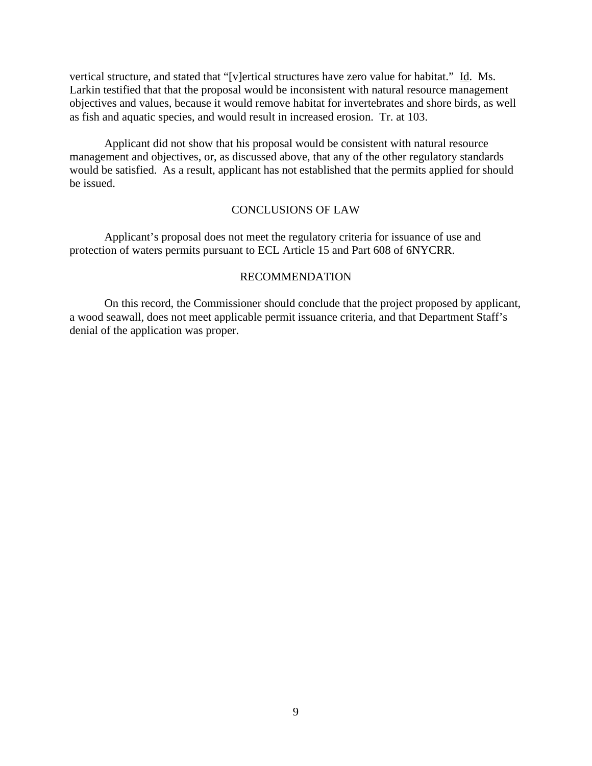vertical structure, and stated that “[v]ertical structures have zero value for habitat.” Id. Ms. Larkin testified that that the proposal would be inconsistent with natural resource management objectives and values, because it would remove habitat for invertebrates and shore birds, as well as fish and aquatic species, and would result in increased erosion. Tr. at 103.

Applicant did not show that his proposal would be consistent with natural resource management and objectives, or, as discussed above, that any of the other regulatory standards would be satisfied. As a result, applicant has not established that the permits applied for should be issued.

## CONCLUSIONS OF LAW

Applicant’s proposal does not meet the regulatory criteria for issuance of use and protection of waters permits pursuant to ECL Article 15 and Part 608 of 6NYCRR.

## RECOMMENDATION

On this record, the Commissioner should conclude that the project proposed by applicant, a wood seawall, does not meet applicable permit issuance criteria, and that Department Staff’s denial of the application was proper.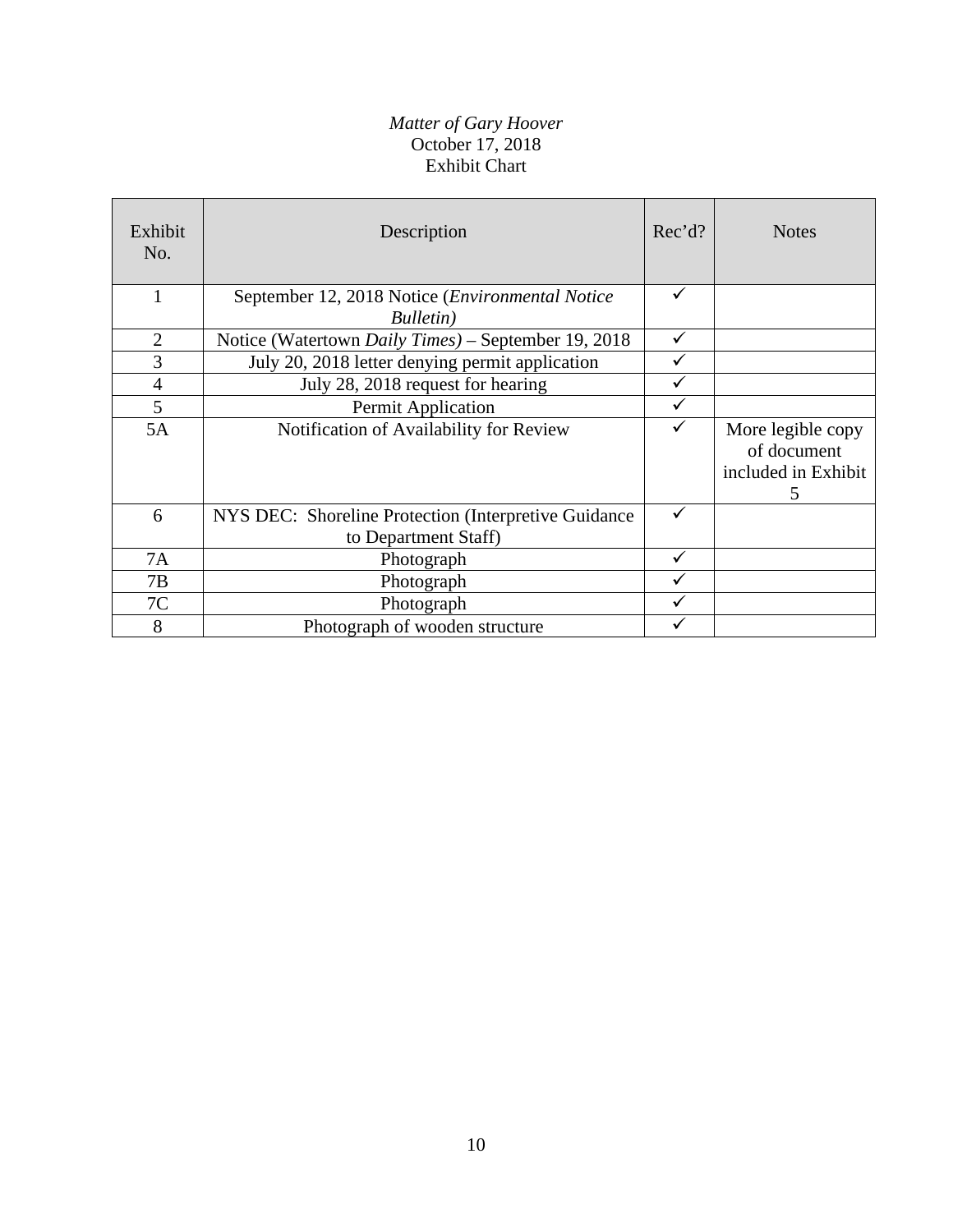*Matter of Gary Hoover*
October 17, 2018
Exhibit Chart

| Exhibit No. | Description | Rec'd? | Notes |
|---|---|---|---|
| 1 | September 12, 2018 Notice (*Environmental Notice Bulletin)* | ✓ | |
| 2 | Notice (Watertown *Daily Times)* – September 19, 2018 | ✓ | |
| 3 | July 20, 2018 letter denying permit application | ✓ | |
| 4 | July 28, 2018 request for hearing | ✓ | |
| 5 | Permit Application | ✓ | |
| 5A | Notification of Availability for Review | ✓ | More legible copy of document included in Exhibit 5 |
| 6 | NYS DEC: Shoreline Protection (Interpretive Guidance to Department Staff) | ✓ | |
| 7A | Photograph | ✓ | |
| 7B | Photograph | ✓ | |
| 7C | Photograph | ✓ | |
| 8 | Photograph of wooden structure | ✓ | |